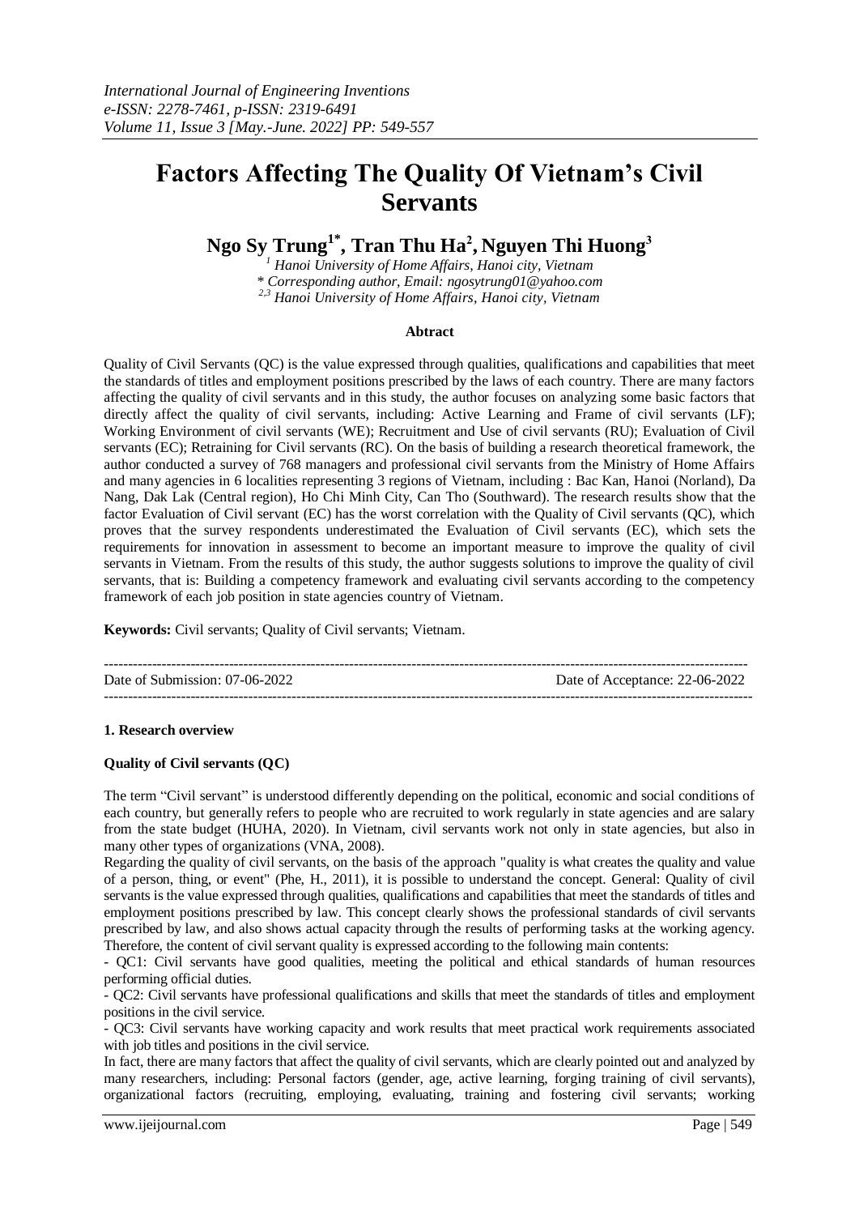# Factors Affecting The Quality Of Vietnam's Civil Servants

**Ngo Sy Trung[1*], Tran Thu Ha[2], Nguyen Thi Huong[3]**

*[1] Hanoi University of Home Affairs, Hanoi city, Vietnam*
*\* Corresponding author, Email: ngosytrung01@yahoo.com*
*[2,3] Hanoi University of Home Affairs, Hanoi city, Vietnam*

**Abtract**

Quality of Civil Servants (QC) is the value expressed through qualities, qualifications and capabilities that meet the standards of titles and employment positions prescribed by the laws of each country. There are many factors affecting the quality of civil servants and in this study, the author focuses on analyzing some basic factors that directly affect the quality of civil servants, including: Active Learning and Frame of civil servants (LF); Working Environment of civil servants (WE); Recruitment and Use of civil servants (RU); Evaluation of Civil servants (EC); Retraining for Civil servants (RC). On the basis of building a research theoretical framework, the author conducted a survey of 768 managers and professional civil servants from the Ministry of Home Affairs and many agencies in 6 localities representing 3 regions of Vietnam, including : Bac Kan, Hanoi (Norland), Da Nang, Dak Lak (Central region), Ho Chi Minh City, Can Tho (Southward). The research results show that the factor Evaluation of Civil servant (EC) has the worst correlation with the Quality of Civil servants (QC), which proves that the survey respondents underestimated the Evaluation of Civil servants (EC), which sets the requirements for innovation in assessment to become an important measure to improve the quality of civil servants in Vietnam. From the results of this study, the author suggests solutions to improve the quality of civil servants, that is: Building a competency framework and evaluating civil servants according to the competency framework of each job position in state agencies country of Vietnam.

**Keywords:** Civil servants; Quality of Civil servants; Vietnam.

---

Date of Submission: 07-06-2022 Date of Acceptance: 22-06-2022

---

## 1. Research overview

### Quality of Civil servants (QC)

The term "Civil servant" is understood differently depending on the political, economic and social conditions of each country, but generally refers to people who are recruited to work regularly in state agencies and are salary from the state budget (HUHA, 2020). In Vietnam, civil servants work not only in state agencies, but also in many other types of organizations (VNA, 2008).

Regarding the quality of civil servants, on the basis of the approach "quality is what creates the quality and value of a person, thing, or event" (Phe, H., 2011), it is possible to understand the concept. General: Quality of civil servants is the value expressed through qualities, qualifications and capabilities that meet the standards of titles and employment positions prescribed by law. This concept clearly shows the professional standards of civil servants prescribed by law, and also shows actual capacity through the results of performing tasks at the working agency. Therefore, the content of civil servant quality is expressed according to the following main contents:

- QC1: Civil servants have good qualities, meeting the political and ethical standards of human resources performing official duties.
- QC2: Civil servants have professional qualifications and skills that meet the standards of titles and employment positions in the civil service.
- QC3: Civil servants have working capacity and work results that meet practical work requirements associated with job titles and positions in the civil service.

In fact, there are many factors that affect the quality of civil servants, which are clearly pointed out and analyzed by many researchers, including: Personal factors (gender, age, active learning, forging training of civil servants), organizational factors (recruiting, employing, evaluating, training and fostering civil servants; working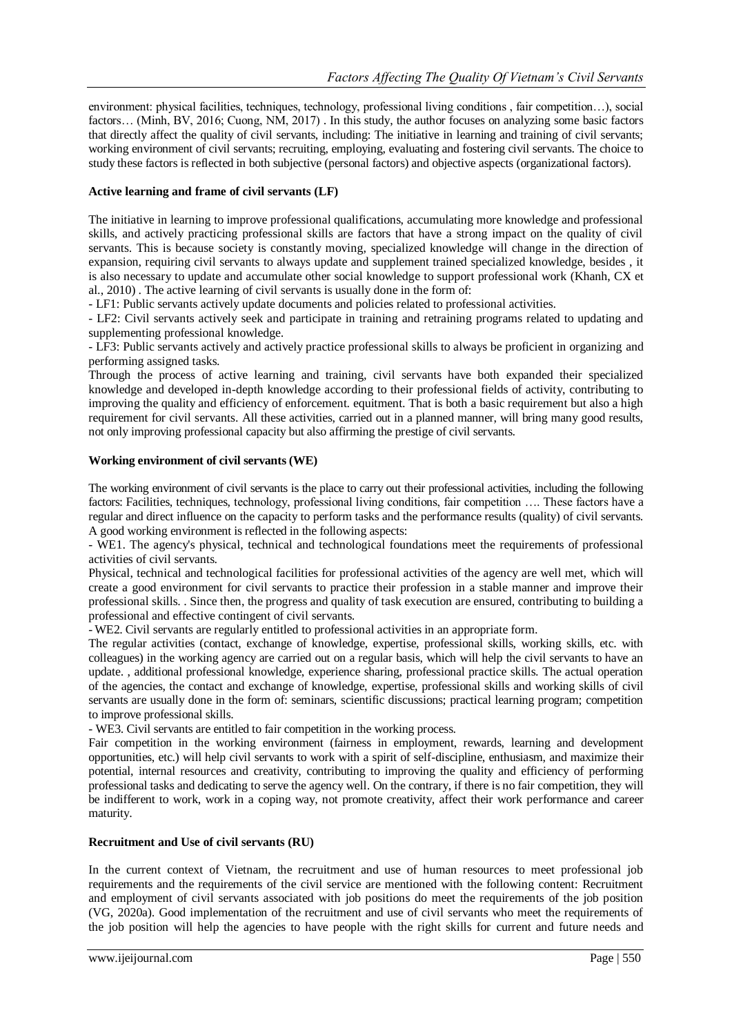environment: physical facilities, techniques, technology, professional living conditions , fair competition…), social factors… (Minh, BV, 2016; Cuong, NM, 2017) . In this study, the author focuses on analyzing some basic factors that directly affect the quality of civil servants, including: The initiative in learning and training of civil servants; working environment of civil servants; recruiting, employing, evaluating and fostering civil servants. The choice to study these factors is reflected in both subjective (personal factors) and objective aspects (organizational factors).

**Active learning and frame of civil servants (LF)**

The initiative in learning to improve professional qualifications, accumulating more knowledge and professional skills, and actively practicing professional skills are factors that have a strong impact on the quality of civil servants. This is because society is constantly moving, specialized knowledge will change in the direction of expansion, requiring civil servants to always update and supplement trained specialized knowledge, besides , it is also necessary to update and accumulate other social knowledge to support professional work (Khanh, CX et al., 2010) . The active learning of civil servants is usually done in the form of:

- LF1: Public servants actively update documents and policies related to professional activities.
- LF2: Civil servants actively seek and participate in training and retraining programs related to updating and supplementing professional knowledge.
- LF3: Public servants actively and actively practice professional skills to always be proficient in organizing and performing assigned tasks.

Through the process of active learning and training, civil servants have both expanded their specialized knowledge and developed in-depth knowledge according to their professional fields of activity, contributing to improving the quality and efficiency of enforcement. equitment. That is both a basic requirement but also a high requirement for civil servants. All these activities, carried out in a planned manner, will bring many good results, not only improving professional capacity but also affirming the prestige of civil servants.

**Working environment of civil servants (WE)**

The working environment of civil servants is the place to carry out their professional activities, including the following factors: Facilities, techniques, technology, professional living conditions, fair competition …. These factors have a regular and direct influence on the capacity to perform tasks and the performance results (quality) of civil servants. A good working environment is reflected in the following aspects:

- WE1. The agency's physical, technical and technological foundations meet the requirements of professional activities of civil servants.

Physical, technical and technological facilities for professional activities of the agency are well met, which will create a good environment for civil servants to practice their profession in a stable manner and improve their professional skills. . Since then, the progress and quality of task execution are ensured, contributing to building a professional and effective contingent of civil servants.

- WE2. Civil servants are regularly entitled to professional activities in an appropriate form.

The regular activities (contact, exchange of knowledge, expertise, professional skills, working skills, etc. with colleagues) in the working agency are carried out on a regular basis, which will help the civil servants to have an update. , additional professional knowledge, experience sharing, professional practice skills. The actual operation of the agencies, the contact and exchange of knowledge, expertise, professional skills and working skills of civil servants are usually done in the form of: seminars, scientific discussions; practical learning program; competition to improve professional skills.

- WE3. Civil servants are entitled to fair competition in the working process.

Fair competition in the working environment (fairness in employment, rewards, learning and development opportunities, etc.) will help civil servants to work with a spirit of self-discipline, enthusiasm, and maximize their potential, internal resources and creativity, contributing to improving the quality and efficiency of performing professional tasks and dedicating to serve the agency well. On the contrary, if there is no fair competition, they will be indifferent to work, work in a coping way, not promote creativity, affect their work performance and career maturity.

**Recruitment and Use of civil servants (RU)**

In the current context of Vietnam, the recruitment and use of human resources to meet professional job requirements and the requirements of the civil service are mentioned with the following content: Recruitment and employment of civil servants associated with job positions do meet the requirements of the job position (VG, 2020a). Good implementation of the recruitment and use of civil servants who meet the requirements of the job position will help the agencies to have people with the right skills for current and future needs and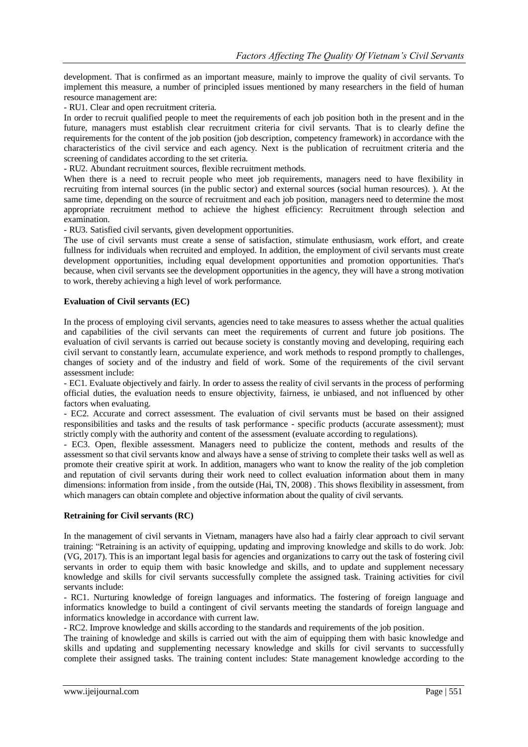development. That is confirmed as an important measure, mainly to improve the quality of civil servants. To implement this measure, a number of principled issues mentioned by many researchers in the field of human resource management are:

- RU1. Clear and open recruitment criteria.

In order to recruit qualified people to meet the requirements of each job position both in the present and in the future, managers must establish clear recruitment criteria for civil servants. That is to clearly define the requirements for the content of the job position (job description, competency framework) in accordance with the characteristics of the civil service and each agency. Next is the publication of recruitment criteria and the screening of candidates according to the set criteria.

- RU2. Abundant recruitment sources, flexible recruitment methods.

When there is a need to recruit people who meet job requirements, managers need to have flexibility in recruiting from internal sources (in the public sector) and external sources (social human resources). ). At the same time, depending on the source of recruitment and each job position, managers need to determine the most appropriate recruitment method to achieve the highest efficiency: Recruitment through selection and examination.

- RU3. Satisfied civil servants, given development opportunities.

The use of civil servants must create a sense of satisfaction, stimulate enthusiasm, work effort, and create fullness for individuals when recruited and employed. In addition, the employment of civil servants must create development opportunities, including equal development opportunities and promotion opportunities. That's because, when civil servants see the development opportunities in the agency, they will have a strong motivation to work, thereby achieving a high level of work performance.

**Evaluation of Civil servants (EC)**

In the process of employing civil servants, agencies need to take measures to assess whether the actual qualities and capabilities of the civil servants can meet the requirements of current and future job positions. The evaluation of civil servants is carried out because society is constantly moving and developing, requiring each civil servant to constantly learn, accumulate experience, and work methods to respond promptly to challenges, changes of society and of the industry and field of work. Some of the requirements of the civil servant assessment include:

- EC1. Evaluate objectively and fairly. In order to assess the reality of civil servants in the process of performing official duties, the evaluation needs to ensure objectivity, fairness, ie unbiased, and not influenced by other factors when evaluating.
- EC2. Accurate and correct assessment. The evaluation of civil servants must be based on their assigned responsibilities and tasks and the results of task performance - specific products (accurate assessment); must strictly comply with the authority and content of the assessment (evaluate according to regulations).
- EC3. Open, flexible assessment. Managers need to publicize the content, methods and results of the assessment so that civil servants know and always have a sense of striving to complete their tasks well as well as promote their creative spirit at work. In addition, managers who want to know the reality of the job completion and reputation of civil servants during their work need to collect evaluation information about them in many dimensions: information from inside , from the outside (Hai, TN, 2008) . This shows flexibility in assessment, from which managers can obtain complete and objective information about the quality of civil servants.

**Retraining for Civil servants (RC)**

In the management of civil servants in Vietnam, managers have also had a fairly clear approach to civil servant training: "Retraining is an activity of equipping, updating and improving knowledge and skills to do work. Job: (VG, 2017). This is an important legal basis for agencies and organizations to carry out the task of fostering civil servants in order to equip them with basic knowledge and skills, and to update and supplement necessary knowledge and skills for civil servants successfully complete the assigned task. Training activities for civil servants include:

- RC1. Nurturing knowledge of foreign languages and informatics. The fostering of foreign language and informatics knowledge to build a contingent of civil servants meeting the standards of foreign language and informatics knowledge in accordance with current law.
- RC2. Improve knowledge and skills according to the standards and requirements of the job position.

The training of knowledge and skills is carried out with the aim of equipping them with basic knowledge and skills and updating and supplementing necessary knowledge and skills for civil servants to successfully complete their assigned tasks. The training content includes: State management knowledge according to the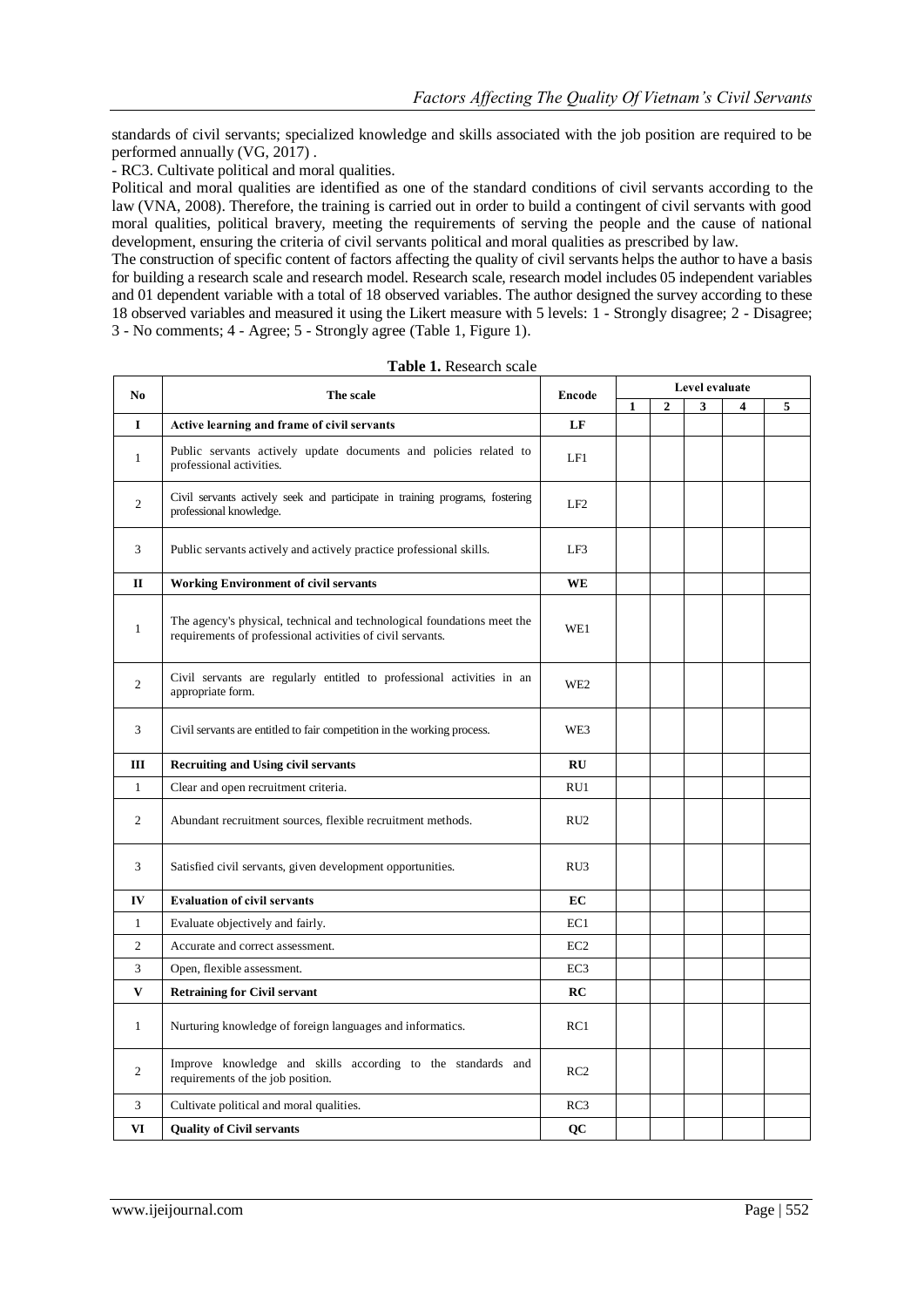standards of civil servants; specialized knowledge and skills associated with the job position are required to be performed annually (VG, 2017) .

- RC3. Cultivate political and moral qualities.

Political and moral qualities are identified as one of the standard conditions of civil servants according to the law (VNA, 2008). Therefore, the training is carried out in order to build a contingent of civil servants with good moral qualities, political bravery, meeting the requirements of serving the people and the cause of national development, ensuring the criteria of civil servants political and moral qualities as prescribed by law.

The construction of specific content of factors affecting the quality of civil servants helps the author to have a basis for building a research scale and research model. Research scale, research model includes 05 independent variables and 01 dependent variable with a total of 18 observed variables. The author designed the survey according to these 18 observed variables and measured it using the Likert measure with 5 levels: 1 - Strongly disagree; 2 - Disagree; 3 - No comments; 4 - Agree; 5 - Strongly agree (Table 1, Figure 1).

**Table 1.** Research scale

| No | The scale | Encode | Level evaluate | | | | |
|---|---|---|---|---|---|---|---|
| | | | 1 | 2 | 3 | 4 | 5 |
| **I** | **Active learning and frame of civil servants** | **LF** | | | | | |
| 1 | Public servants actively update documents and policies related to professional activities. | LF1 | | | | | |
| 2 | Civil servants actively seek and participate in training programs, fostering professional knowledge. | LF2 | | | | | |
| 3 | Public servants actively and actively practice professional skills. | LF3 | | | | | |
| **II** | **Working Environment of civil servants** | **WE** | | | | | |
| 1 | The agency's physical, technical and technological foundations meet the requirements of professional activities of civil servants. | WE1 | | | | | |
| 2 | Civil servants are regularly entitled to professional activities in an appropriate form. | WE2 | | | | | |
| 3 | Civil servants are entitled to fair competition in the working process. | WE3 | | | | | |
| **III** | **Recruiting and Using civil servants** | **RU** | | | | | |
| 1 | Clear and open recruitment criteria. | RU1 | | | | | |
| 2 | Abundant recruitment sources, flexible recruitment methods. | RU2 | | | | | |
| 3 | Satisfied civil servants, given development opportunities. | RU3 | | | | | |
| **IV** | **Evaluation of civil servants** | **EC** | | | | | |
| 1 | Evaluate objectively and fairly. | EC1 | | | | | |
| 2 | Accurate and correct assessment. | EC2 | | | | | |
| 3 | Open, flexible assessment. | EC3 | | | | | |
| **V** | **Retraining for Civil servant** | **RC** | | | | | |
| 1 | Nurturing knowledge of foreign languages and informatics. | RC1 | | | | | |
| 2 | Improve knowledge and skills according to the standards and requirements of the job position. | RC2 | | | | | |
| 3 | Cultivate political and moral qualities. | RC3 | | | | | |
| **VI** | **Quality of Civil servants** | **QC** | | | | | |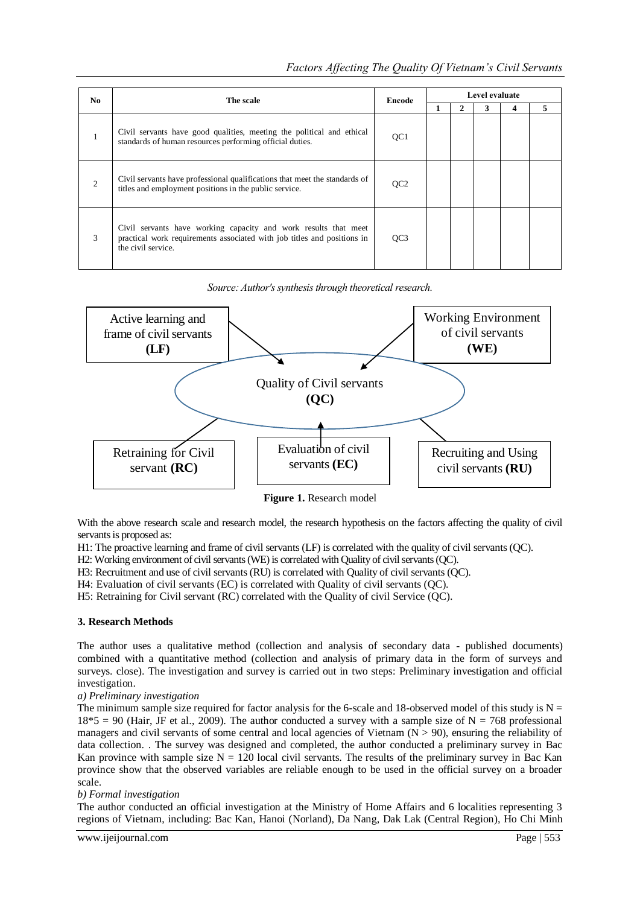| No | The scale | Encode | Level evaluate | | | | |
|---|---|---|---|---|---|---|---|
| | | | 1 | 2 | 3 | 4 | 5 |
| 1 | Civil servants have good qualities, meeting the political and ethical standards of human resources performing official duties. | QC1 | | | | | |
| 2 | Civil servants have professional qualifications that meet the standards of titles and employment positions in the public service. | QC2 | | | | | |
| 3 | Civil servants have working capacity and work results that meet practical work requirements associated with job titles and positions in the civil service. | QC3 | | | | | |

*Source: Author's synthesis through theoretical research.*

Active learning and frame of civil servants **(LF)**

Working Environment of civil servants **(WE)**

Quality of Civil servants **(QC)**

Retraining for Civil servant **(RC)**

Evaluation of civil servants **(EC)**

Recruiting and Using civil servants **(RU)**

**Figure 1.** Research model

With the above research scale and research model, the research hypothesis on the factors affecting the quality of civil servants is proposed as:

H1: The proactive learning and frame of civil servants (LF) is correlated with the quality of civil servants (QC).

H2: Working environment of civil servants (WE) is correlated with Quality of civil servants (QC).

H3: Recruitment and use of civil servants (RU) is correlated with Quality of civil servants (QC).

H4: Evaluation of civil servants (EC) is correlated with Quality of civil servants (QC).

H5: Retraining for Civil servant (RC) correlated with the Quality of civil Service (QC).

## 3. Research Methods

The author uses a qualitative method (collection and analysis of secondary data - published documents) combined with a quantitative method (collection and analysis of primary data in the form of surveys and surveys. close). The investigation and survey is carried out in two steps: Preliminary investigation and official investigation.

*a) Preliminary investigation*

The minimum sample size required for factor analysis for the 6-scale and 18-observed model of this study is N = 18*5 = 90 (Hair, JF et al., 2009). The author conducted a survey with a sample size of N = 768 professional managers and civil servants of some central and local agencies of Vietnam (N > 90), ensuring the reliability of data collection. . The survey was designed and completed, the author conducted a preliminary survey in Bac Kan province with sample size N = 120 local civil servants. The results of the preliminary survey in Bac Kan province show that the observed variables are reliable enough to be used in the official survey on a broader scale.

*b) Formal investigation*

The author conducted an official investigation at the Ministry of Home Affairs and 6 localities representing 3 regions of Vietnam, including: Bac Kan, Hanoi (Norland), Da Nang, Dak Lak (Central Region), Ho Chi Minh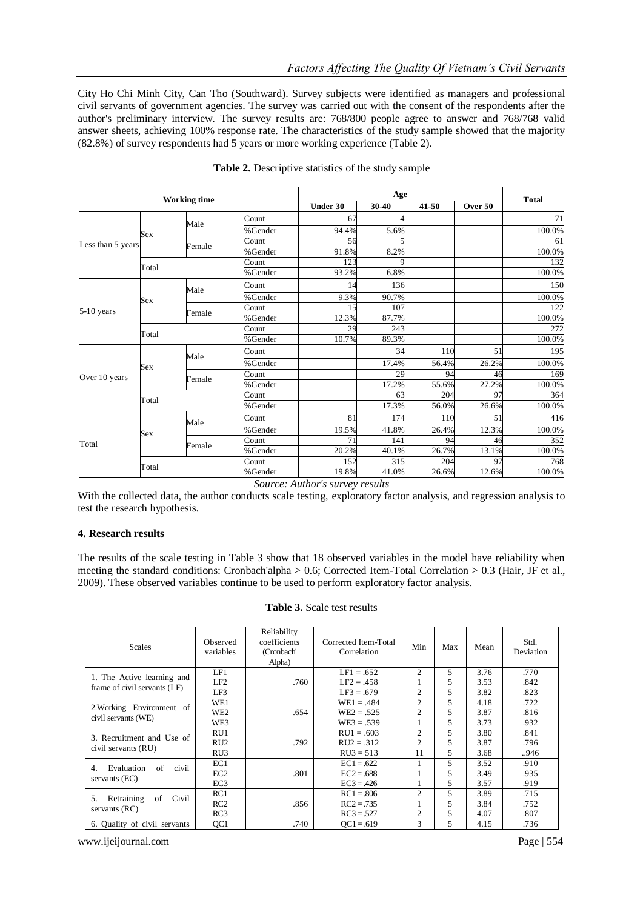City Ho Chi Minh City, Can Tho (Southward). Survey subjects were identified as managers and professional civil servants of government agencies. The survey was carried out with the consent of the respondents after the author's preliminary interview. The survey results are: 768/800 people agree to answer and 768/768 valid answer sheets, achieving 100% response rate. The characteristics of the study sample showed that the majority (82.8%) of survey respondents had 5 years or more working experience (Table 2).

**Table 2.** Descriptive statistics of the study sample

| Working time | | | | Age | | | | Total |
|---|---|---|---|---|---|---|---|---|
| | | | | Under 30 | 30-40 | 41-50 | Over 50 | |
| Less than 5 years | Sex | Male | Count | 67 | 4 | | | 71 |
| | | | %Gender | 94.4% | 5.6% | | | 100.0% |
| | | Female | Count | 56 | 5 | | | 61 |
| | | | %Gender | 91.8% | 8.2% | | | 100.0% |
| | Total | | Count | 123 | 9 | | | 132 |
| | | | %Gender | 93.2% | 6.8% | | | 100.0% |
| 5-10 years | Sex | Male | Count | 14 | 136 | | | 150 |
| | | | %Gender | 9.3% | 90.7% | | | 100.0% |
| | | Female | Count | 15 | 107 | | | 122 |
| | | | %Gender | 12.3% | 87.7% | | | 100.0% |
| | Total | | Count | 29 | 243 | | | 272 |
| | | | %Gender | 10.7% | 89.3% | | | 100.0% |
| Over 10 years | Sex | Male | Count | | 34 | 110 | 51 | 195 |
| | | | %Gender | | 17.4% | 56.4% | 26.2% | 100.0% |
| | | Female | Count | | 29 | 94 | 46 | 169 |
| | | | %Gender | | 17.2% | 55.6% | 27.2% | 100.0% |
| | Total | | Count | | 63 | 204 | 97 | 364 |
| | | | %Gender | | 17.3% | 56.0% | 26.6% | 100.0% |
| Total | Sex | Male | Count | 81 | 174 | 110 | 51 | 416 |
| | | | %Gender | 19.5% | 41.8% | 26.4% | 12.3% | 100.0% |
| | | Female | Count | 71 | 141 | 94 | 46 | 352 |
| | | | %Gender | 20.2% | 40.1% | 26.7% | 13.1% | 100.0% |
| | Total | | Count | 152 | 315 | 204 | 97 | 768 |
| | | | %Gender | 19.8% | 41.0% | 26.6% | 12.6% | 100.0% |

*Source: Author's survey results*

With the collected data, the author conducts scale testing, exploratory factor analysis, and regression analysis to test the research hypothesis.

## 4. Research results

The results of the scale testing in Table 3 show that 18 observed variables in the model have reliability when meeting the standard conditions: Cronbach'alpha > 0.6; Corrected Item-Total Correlation > 0.3 (Hair, JF et al., 2009). These observed variables continue to be used to perform exploratory factor analysis.

**Table 3.** Scale test results

| Scales | Observed variables | Reliability coefficients (Cronbach' Alpha) | Corrected Item-Total Correlation | Min | Max | Mean | Std. Deviation |
|---|---|---|---|---|---|---|---|
| 1. The Active learning and frame of civil servants (LF) | LF1 | .760 | LF1 = .652 | 2 | 5 | 3.76 | .770 |
| | LF2 | | LF2 = .458 | 1 | 5 | 3.53 | .842 |
| | LF3 | | LF3 = .679 | 2 | 5 | 3.82 | .823 |
| 2.Working Environment of civil servants (WE) | WE1 | .654 | WE1 = .484 | 2 | 5 | 4.18 | .722 |
| | WE2 | | WE2 = .525 | 2 | 5 | 3.87 | .816 |
| | WE3 | | WE3 = .539 | 1 | 5 | 3.73 | .932 |
| 3. Recruitment and Use of civil servants (RU) | RU1 | .792 | RU1 = .603 | 2 | 5 | 3.80 | .841 |
| | RU2 | | RU2 = .312 | 2 | 5 | 3.87 | .796 |
| | RU3 | | RU3 = 513 | 11 | 5 | 3.68 | ..946 |
| 4. Evaluation of civil servants (EC) | EC1 | .801 | EC1 = .622 | 1 | 5 | 3.52 | .910 |
| | EC2 | | EC2 = .688 | 1 | 5 | 3.49 | .935 |
| | EC3 | | EC3 = .426 | 1 | 5 | 3.57 | .919 |
| 5. Retraining of Civil servants (RC) | RC1 | .856 | RC1 = .806 | 2 | 5 | 3.89 | .715 |
| | RC2 | | RC2 = .735 | 1 | 5 | 3.84 | .752 |
| | RC3 | | RC3 = .527 | 2 | 5 | 4.07 | .807 |
| 6. Quality of civil servants | QC1 | .740 | QC1 = .619 | 3 | 5 | 4.15 | .736 |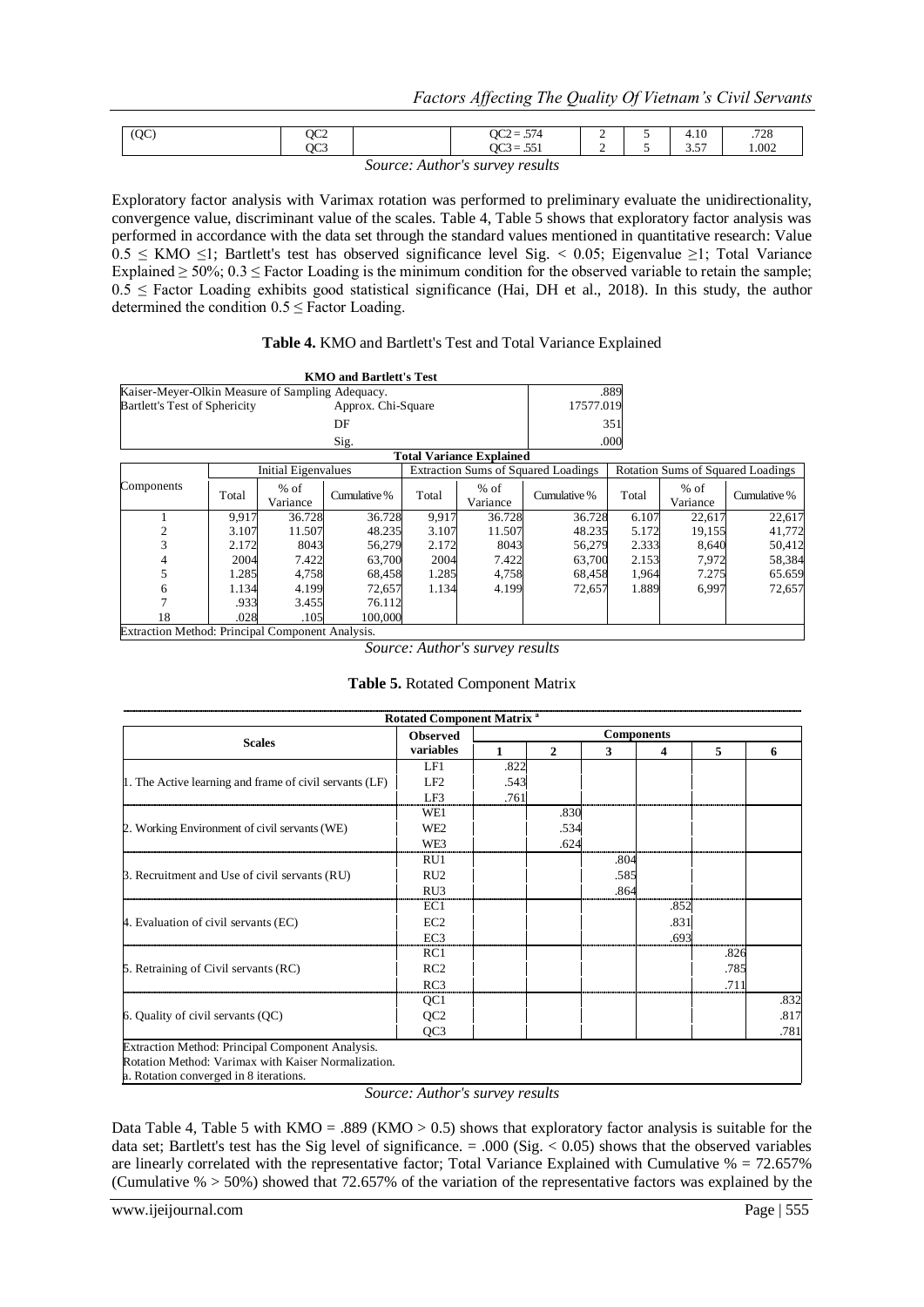| (QC) | QC2 | | QC2 = .574 | 2 | 5 | 4.10 | .728 |
|---|---|---|---|---|---|---|---|
| | QC3 | | QC3 = .551 | 2 | 5 | 3.57 | 1.002 |

*Source: Author's survey results*

Exploratory factor analysis with Varimax rotation was performed to preliminary evaluate the unidirectionality, convergence value, discriminant value of the scales. Table 4, Table 5 shows that exploratory factor analysis was performed in accordance with the data set through the standard values mentioned in quantitative research: Value $0.5 \leq$ KMO $\leq 1$; Bartlett's test has observed significance level Sig. $< 0.05$; Eigenvalue $\geq 1$; Total Variance Explained $\geq 50\%$; $0.3 \leq$ Factor Loading is the minimum condition for the observed variable to retain the sample; $0.5 \leq$ Factor Loading exhibits good statistical significance (Hai, DH et al., 2018). In this study, the author determined the condition $0.5 \leq$ Factor Loading.

**Table 4.** KMO and Bartlett's Test and Total Variance Explained

**KMO and Bartlett's Test**

| | | |
|---|---|---|
| Kaiser-Meyer-Olkin Measure of Sampling Adequacy. | | .889 |
| Bartlett's Test of Sphericity | Approx. Chi-Square | 17577.019 |
| | DF | 351 |
| | Sig. | .000 |

**Total Variance Explained**

| Components | Initial Eigenvalues | | | Extraction Sums of Squared Loadings | | | Rotation Sums of Squared Loadings | | |
|---|---|---|---|---|---|---|---|---|---|
| | Total | % of Variance | Cumulative % | Total | % of Variance | Cumulative % | Total | % of Variance | Cumulative % |
| 1 | 9,917 | 36.728 | 36.728 | 9,917 | 36.728 | 36.728 | 6.107 | 22,617 | 22,617 |
| 2 | 3.107 | 11.507 | 48.235 | 3.107 | 11.507 | 48.235 | 5.172 | 19,155 | 41,772 |
| 3 | 2.172 | 8043 | 56,279 | 2.172 | 8043 | 56,279 | 2.333 | 8,640 | 50,412 |
| 4 | 2004 | 7.422 | 63,700 | 2004 | 7.422 | 63,700 | 2.153 | 7,972 | 58,384 |
| 5 | 1.285 | 4,758 | 68,458 | 1.285 | 4,758 | 68,458 | 1,964 | 7.275 | 65.659 |
| 6 | 1.134 | 4.199 | 72,657 | 1.134 | 4.199 | 72,657 | 1.889 | 6,997 | 72,657 |
| 7 | .933 | 3.455 | 76.112 | | | | | | |
| 18 | .028 | .105 | 100,000 | | | | | | |

Extraction Method: Principal Component Analysis.

*Source: Author's survey results*

**Table 5.** Rotated Component Matrix

**Rotated Component Matrix [a]**

| Scales | Observed variables | Components 1 | 2 | 3 | 4 | 5 | 6 |
|---|---|---|---|---|---|---|---|
| 1. The Active learning and frame of civil servants (LF) | LF1 | .822 | | | | | |
| | LF2 | .543 | | | | | |
| | LF3 | .761 | | | | | |
| 2. Working Environment of civil servants (WE) | WE1 | | .830 | | | | |
| | WE2 | | .534 | | | | |
| | WE3 | | .624 | | | | |
| 3. Recruitment and Use of civil servants (RU) | RU1 | | | .804 | | | |
| | RU2 | | | .585 | | | |
| | RU3 | | | .864 | | | |
| 4. Evaluation of civil servants (EC) | EC1 | | | | .852 | | |
| | EC2 | | | | .831 | | |
| | EC3 | | | | .693 | | |
| 5. Retraining of Civil servants (RC) | RC1 | | | | | .826 | |
| | RC2 | | | | | .785 | |
| | RC3 | | | | | .711 | |
| 6. Quality of civil servants (QC) | QC1 | | | | | | .832 |
| | QC2 | | | | | | .817 |
| | QC3 | | | | | | .781 |

Extraction Method: Principal Component Analysis.
Rotation Method: Varimax with Kaiser Normalization.
a. Rotation converged in 8 iterations.

*Source: Author's survey results*

Data Table 4, Table 5 with KMO = .889 (KMO > 0.5) shows that exploratory factor analysis is suitable for the data set; Bartlett's test has the Sig level of significance. = .000 (Sig. < 0.05) shows that the observed variables are linearly correlated with the representative factor; Total Variance Explained with Cumulative % = 72.657% (Cumulative % > 50%) showed that 72.657% of the variation of the representative factors was explained by the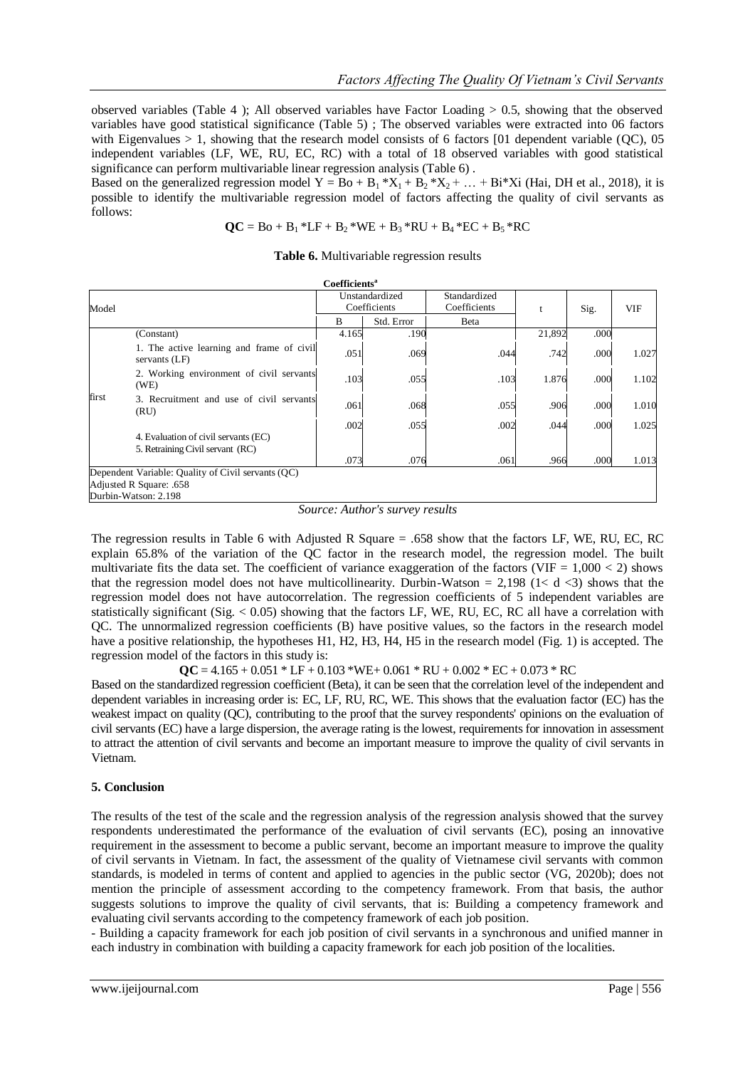observed variables (Table 4 ); All observed variables have Factor Loading > 0.5, showing that the observed variables have good statistical significance (Table 5) ; The observed variables were extracted into 06 factors with Eigenvalues > 1, showing that the research model consists of 6 factors [01 dependent variable (QC), 05 independent variables (LF, WE, RU, EC, RC) with a total of 18 observed variables with good statistical significance can perform multivariable linear regression analysis (Table 6) .

Based on the generalized regression model $Y = Bo + B_1 * X_1 + B_2 * X_2 + \ldots + Bi * Xi$ (Hai, DH et al., 2018), it is possible to identify the multivariable regression model of factors affecting the quality of civil servants as follows:

$$\mathbf{QC} = Bo + B_1 * LF + B_2 * WE + B_3 * RU + B_4 * EC + B_5 * RC$$

**Table 6.** Multivariable regression results

**Coefficients[a]**

| Model | | Unstandardized Coefficients | | Standardized Coefficients | t | Sig. | VIF |
|---|---|---|---|---|---|---|---|
| | | B | Std. Error | Beta | | | |
| first | (Constant) | 4.165 | .190 | | 21,892 | .000 | |
| | 1. The active learning and frame of civil servants (LF) | .051 | .069 | .044 | .742 | .000 | 1.027 |
| | 2. Working environment of civil servants (WE) | .103 | .055 | .103 | 1.876 | .000 | 1.102 |
| | 3. Recruitment and use of civil servants (RU) | .061 | .068 | .055 | .906 | .000 | 1.010 |
| | 4. Evaluation of civil servants (EC) | .002 | .055 | .002 | .044 | .000 | 1.025 |
| | 5. Retraining Civil servant (RC) | .073 | .076 | .061 | .966 | .000 | 1.013 |

Dependent Variable: Quality of Civil servants (QC)
Adjusted R Square: .658
Durbin-Watson: 2.198

*Source: Author's survey results*

The regression results in Table 6 with Adjusted R Square = .658 show that the factors LF, WE, RU, EC, RC explain 65.8% of the variation of the QC factor in the research model, the regression model. The built multivariate fits the data set. The coefficient of variance exaggeration of the factors (VIF = 1,000 < 2) shows that the regression model does not have multicollinearity. Durbin-Watson = 2,198 (1< d <3) shows that the regression model does not have autocorrelation. The regression coefficients of 5 independent variables are statistically significant (Sig. < 0.05) showing that the factors LF, WE, RU, EC, RC all have a correlation with QC. The unnormalized regression coefficients (B) have positive values, so the factors in the research model have a positive relationship, the hypotheses H1, H2, H3, H4, H5 in the research model (Fig. 1) is accepted. The regression model of the factors in this study is:

$$\mathbf{QC} = 4.165 + 0.051 * LF + 0.103 * WE + 0.061 * RU + 0.002 * EC + 0.073 * RC$$

Based on the standardized regression coefficient (Beta), it can be seen that the correlation level of the independent and dependent variables in increasing order is: EC, LF, RU, RC, WE. This shows that the evaluation factor (EC) has the weakest impact on quality (QC), contributing to the proof that the survey respondents' opinions on the evaluation of civil servants (EC) have a large dispersion, the average rating is the lowest, requirements for innovation in assessment to attract the attention of civil servants and become an important measure to improve the quality of civil servants in Vietnam.

## 5. Conclusion

The results of the test of the scale and the regression analysis of the regression analysis showed that the survey respondents underestimated the performance of the evaluation of civil servants (EC), posing an innovative requirement in the assessment to become a public servant, become an important measure to improve the quality of civil servants in Vietnam. In fact, the assessment of the quality of Vietnamese civil servants with common standards, is modeled in terms of content and applied to agencies in the public sector (VG, 2020b); does not mention the principle of assessment according to the competency framework. From that basis, the author suggests solutions to improve the quality of civil servants, that is: Building a competency framework and evaluating civil servants according to the competency framework of each job position.

- Building a capacity framework for each job position of civil servants in a synchronous and unified manner in each industry in combination with building a capacity framework for each job position of the localities.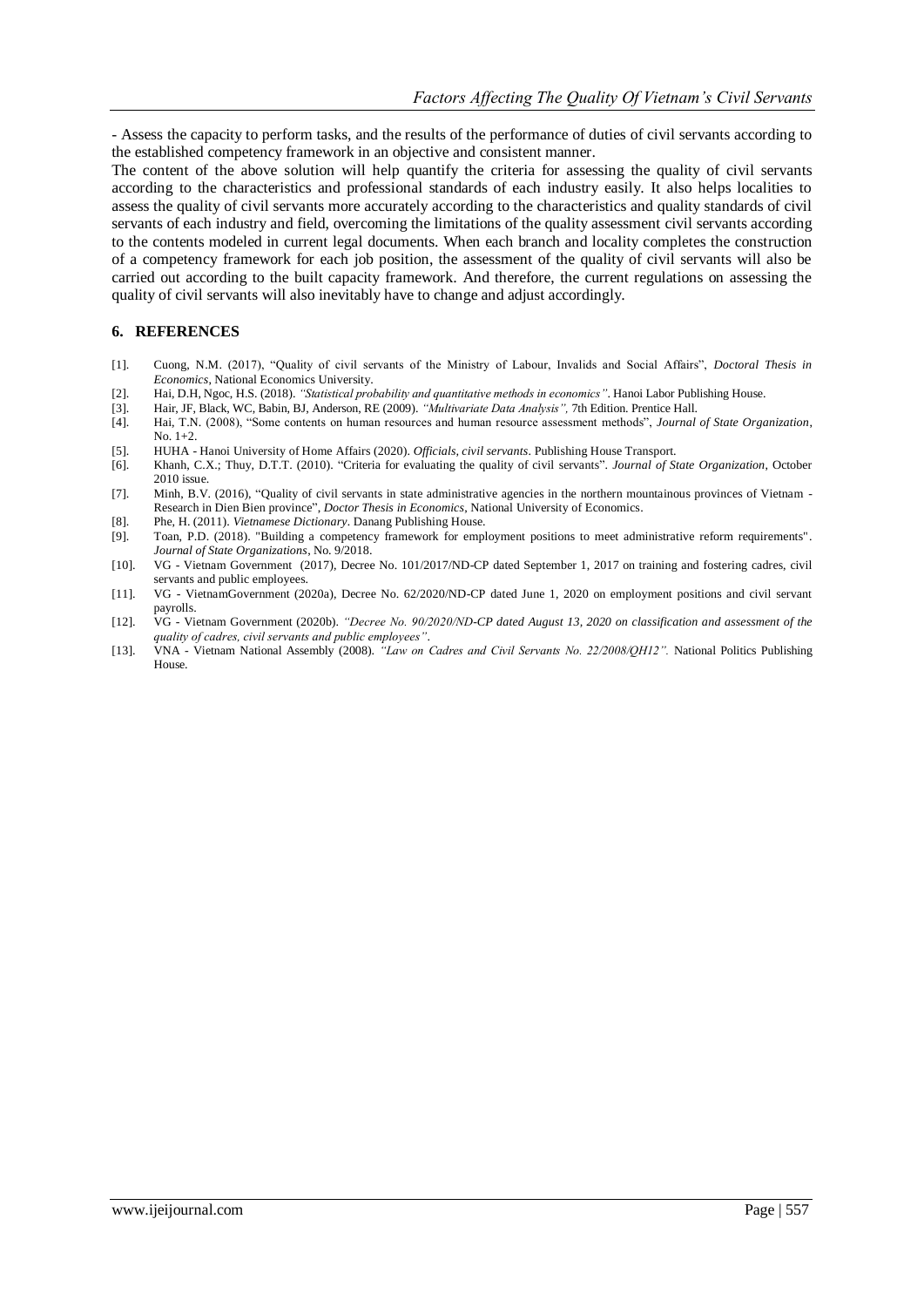- Assess the capacity to perform tasks, and the results of the performance of duties of civil servants according to the established competency framework in an objective and consistent manner.

The content of the above solution will help quantify the criteria for assessing the quality of civil servants according to the characteristics and professional standards of each industry easily. It also helps localities to assess the quality of civil servants more accurately according to the characteristics and quality standards of civil servants of each industry and field, overcoming the limitations of the quality assessment civil servants according to the contents modeled in current legal documents. When each branch and locality completes the construction of a competency framework for each job position, the assessment of the quality of civil servants will also be carried out according to the built capacity framework. And therefore, the current regulations on assessing the quality of civil servants will also inevitably have to change and adjust accordingly.

## 6. REFERENCES

[1]. Cuong, N.M. (2017), "Quality of civil servants of the Ministry of Labour, Invalids and Social Affairs", *Doctoral Thesis in Economics*, National Economics University.

[2]. Hai, D.H, Ngoc, H.S. (2018). *"Statistical probability and quantitative methods in economics"*. Hanoi Labor Publishing House.

[3]. Hair, JF, Black, WC, Babin, BJ, Anderson, RE (2009). *"Multivariate Data Analysis",* 7th Edition. Prentice Hall.

[4]. Hai, T.N. (2008), "Some contents on human resources and human resource assessment methods", *Journal of State Organization*, No. 1+2.

[5]. HUHA - Hanoi University of Home Affairs (2020). *Officials, civil servants*. Publishing House Transport.

[6]. Khanh, C.X.; Thuy, D.T.T. (2010). "Criteria for evaluating the quality of civil servants". *Journal of State Organization*, October 2010 issue.

[7]. Minh, B.V. (2016), "Quality of civil servants in state administrative agencies in the northern mountainous provinces of Vietnam - Research in Dien Bien province", *Doctor Thesis in Economics*, National University of Economics.

[8]. Phe, H. (2011). *Vietnamese Dictionary*. Danang Publishing House.

[9]. Toan, P.D. (2018). "Building a competency framework for employment positions to meet administrative reform requirements". *Journal of State Organizations*, No. 9/2018.

[10]. VG - Vietnam Government (2017), Decree No. 101/2017/ND-CP dated September 1, 2017 on training and fostering cadres, civil servants and public employees.

[11]. VG - VietnamGovernment (2020a), Decree No. 62/2020/ND-CP dated June 1, 2020 on employment positions and civil servant payrolls.

[12]. VG - Vietnam Government (2020b). *"Decree No. 90/2020/ND-CP dated August 13, 2020 on classification and assessment of the quality of cadres, civil servants and public employees"*.

[13]. VNA - Vietnam National Assembly (2008). *"Law on Cadres and Civil Servants No. 22/2008/QH12".* National Politics Publishing House.